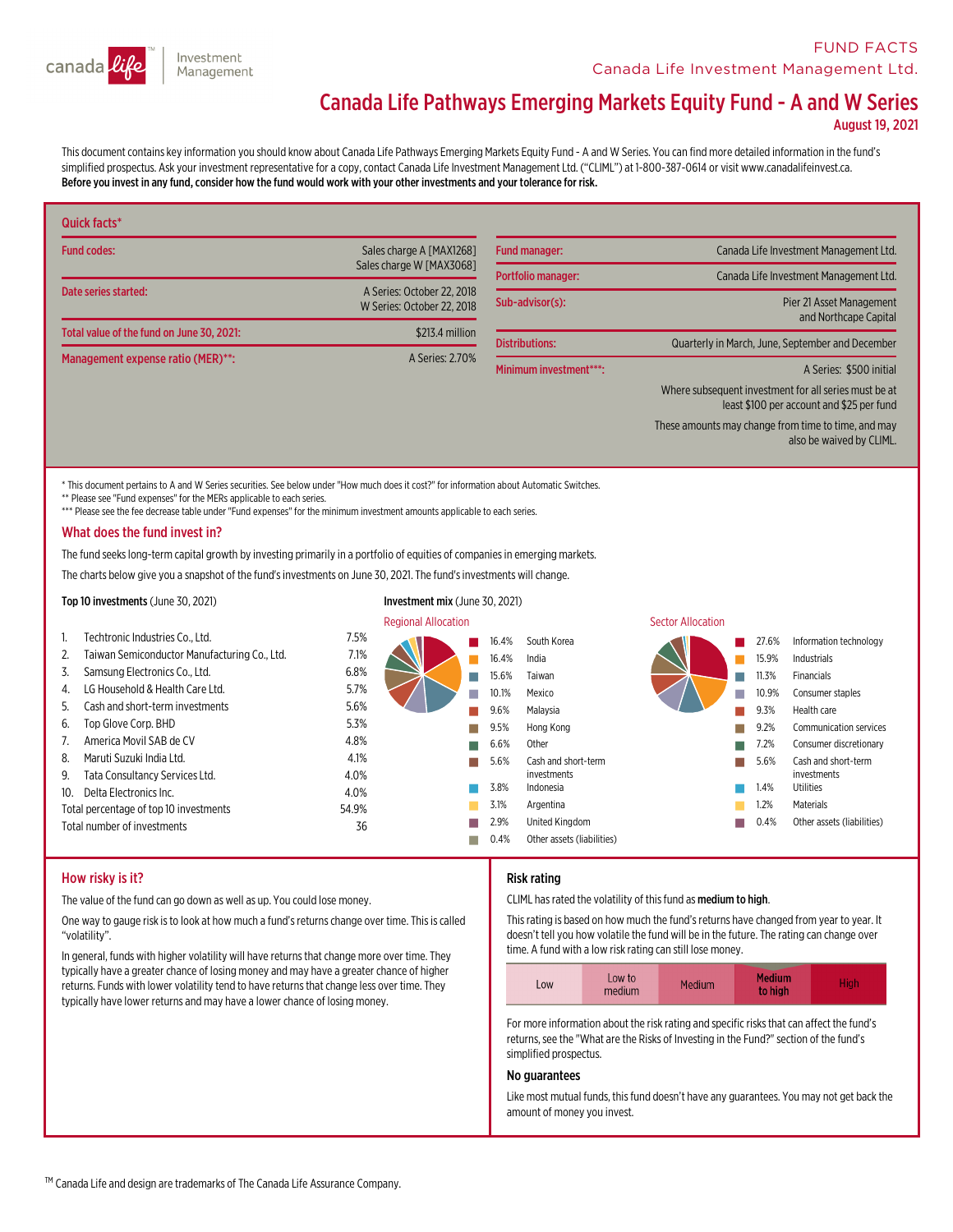FUND FACTS
Canada Life Investment Management Ltd.

# Canada Life Pathways Emerging Markets Equity Fund - A and W Series

**August 19, 2021**

This document contains key information you should know about Canada Life Pathways Emerging Markets Equity Fund - A and W Series. You can find more detailed information in the fund's simplified prospectus. Ask your investment representative for a copy, contact Canada Life Investment Management Ltd. ("CLIML") at 1-800-387-0614 or visit www.canadalifeinvest.ca.
**Before you invest in any fund, consider how the fund would work with your other investments and your tolerance for risk.**

## Quick facts*

| | |
|---|---|
| Fund codes: | Sales charge A [MAX1268]<br>Sales charge W [MAX3068] |
| Date series started: | A Series: October 22, 2018<br>W Series: October 22, 2018 |
| Total value of the fund on June 30, 2021: | $213.4 million |
| Management expense ratio (MER)**: | A Series: 2.70% |
| Fund manager: | Canada Life Investment Management Ltd. |
| Portfolio manager: | Canada Life Investment Management Ltd. |
| Sub-advisor(s): | Pier 21 Asset Management and Northcape Capital |
| Distributions: | Quarterly in March, June, September and December |
| Minimum investment***: | A Series: $500 initial<br>Where subsequent investment for all series must be at least $100 per account and $25 per fund<br>These amounts may change from time to time, and may also be waived by CLIML. |

\* This document pertains to A and W Series securities. See below under "How much does it cost?" for information about Automatic Switches.
** Please see "Fund expenses" for the MERs applicable to each series.
*** Please see the fee decrease table under "Fund expenses" for the minimum investment amounts applicable to each series.

## What does the fund invest in?

The fund seeks long-term capital growth by investing primarily in a portfolio of equities of companies in emerging markets.

The charts below give you a snapshot of the fund's investments on June 30, 2021. The fund's investments will change.

**Top 10 investments** (June 30, 2021)

| | | |
|---|---|---|
| 1. | Techtronic Industries Co., Ltd. | 7.5% |
| 2. | Taiwan Semiconductor Manufacturing Co., Ltd. | 7.1% |
| 3. | Samsung Electronics Co., Ltd. | 6.8% |
| 4. | LG Household & Health Care Ltd. | 5.7% |
| 5. | Cash and short-term investments | 5.6% |
| 6. | Top Glove Corp. BHD | 5.3% |
| 7. | America Movil SAB de CV | 4.8% |
| 8. | Maruti Suzuki India Ltd. | 4.1% |
| 9. | Tata Consultancy Services Ltd. | 4.0% |
| 10. | Delta Electronics Inc. | 4.0% |
| | Total percentage of top 10 investments | 54.9% |
| | Total number of investments | 36 |

**Investment mix** (June 30, 2021)

Regional Allocation

| | |
|---|---|
| 16.4% | South Korea |
| 16.4% | India |
| 15.6% | Taiwan |
| 10.1% | Mexico |
| 9.6% | Malaysia |
| 9.5% | Hong Kong |
| 6.6% | Other |
| 5.6% | Cash and short-term investments |
| 3.8% | Indonesia |
| 3.1% | Argentina |
| 2.9% | United Kingdom |
| 0.4% | Other assets (liabilities) |

Sector Allocation

| | |
|---|---|
| 27.6% | Information technology |
| 15.9% | Industrials |
| 11.3% | Financials |
| 10.9% | Consumer staples |
| 9.3% | Health care |
| 9.2% | Communication services |
| 7.2% | Consumer discretionary |
| 5.6% | Cash and short-term investments |
| 1.4% | Utilities |
| 1.2% | Materials |
| 0.4% | Other assets (liabilities) |

## How risky is it?

The value of the fund can go down as well as up. You could lose money.

One way to gauge risk is to look at how much a fund's returns change over time. This is called "volatility".

In general, funds with higher volatility will have returns that change more over time. They typically have a greater chance of losing money and may have a greater chance of higher returns. Funds with lower volatility tend to have returns that change less over time. They typically have lower returns and may have a lower chance of losing money.

### Risk rating

CLIML has rated the volatility of this fund as **medium to high**.

This rating is based on how much the fund's returns have changed from year to year. It doesn't tell you how volatile the fund will be in the future. The rating can change over time. A fund with a low risk rating can still lose money.

| Low | Low to medium | Medium | **Medium to high** | High |
|---|---|---|---|---|

For more information about the risk rating and specific risks that can affect the fund's returns, see the "What are the Risks of Investing in the Fund?" section of the fund's simplified prospectus.

### No guarantees

Like most mutual funds, this fund doesn't have any guarantees. You may not get back the amount of money you invest.

TM Canada Life and design are trademarks of The Canada Life Assurance Company.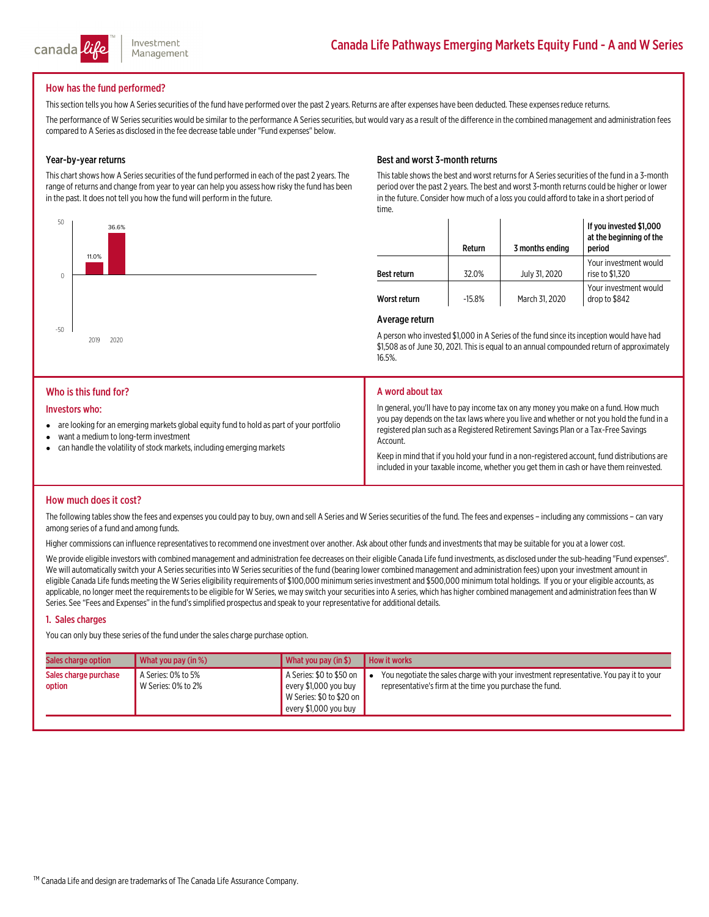## How has the fund performed?

This section tells you how A Series securities of the fund have performed over the past 2 years. Returns are after expenses have been deducted. These expenses reduce returns.

The performance of W Series securities would be similar to the performance A Series securities, but would vary as a result of the difference in the combined management and administration fees compared to A Series as disclosed in the fee decrease table under "Fund expenses" below.

### Year-by-year returns

This chart shows how A Series securities of the fund performed in each of the past 2 years. The range of returns and change from year to year can help you assess how risky the fund has been in the past. It does not tell you how the fund will perform in the future.

| Year | Return |
|---|---|
| 2019 | 11.0% |
| 2020 | 36.6% |

### Best and worst 3-month returns

This table shows the best and worst returns for A Series securities of the fund in a 3-month period over the past 2 years. The best and worst 3-month returns could be higher or lower in the future. Consider how much of a loss you could afford to take in a short period of time.

| | Return | 3 months ending | If you invested $1,000 at the beginning of the period |
|---|---|---|---|
| Best return | 32.0% | July 31, 2020 | Your investment would rise to $1,320 |
| Worst return | -15.8% | March 31, 2020 | Your investment would drop to $842 |

### Average return

A person who invested $1,000 in A Series of the fund since its inception would have had $1,508 as of June 30, 2021. This is equal to an annual compounded return of approximately 16.5%.

## Who is this fund for?

### Investors who:

- are looking for an emerging markets global equity fund to hold as part of your portfolio
- want a medium to long-term investment
- can handle the volatility of stock markets, including emerging markets

## A word about tax

In general, you'll have to pay income tax on any money you make on a fund. How much you pay depends on the tax laws where you live and whether or not you hold the fund in a registered plan such as a Registered Retirement Savings Plan or a Tax-Free Savings Account.

Keep in mind that if you hold your fund in a non-registered account, fund distributions are included in your taxable income, whether you get them in cash or have them reinvested.

## How much does it cost?

The following tables show the fees and expenses you could pay to buy, own and sell A Series and W Series securities of the fund. The fees and expenses – including any commissions – can vary among series of a fund and among funds.

Higher commissions can influence representatives to recommend one investment over another. Ask about other funds and investments that may be suitable for you at a lower cost.

We provide eligible investors with combined management and administration fee decreases on their eligible Canada Life fund investments, as disclosed under the sub-heading "Fund expenses". We will automatically switch your A Series securities into W Series securities of the fund (bearing lower combined management and administration fees) upon your investment amount in eligible Canada Life funds meeting the W Series eligibility requirements of $100,000 minimum series investment and $500,000 minimum total holdings. If you or your eligible accounts, as applicable, no longer meet the requirements to be eligible for W Series, we may switch your securities into A series, which has higher combined management and administration fees than W Series. See "Fees and Expenses" in the fund's simplified prospectus and speak to your representative for additional details.

### 1. Sales charges

You can only buy these series of the fund under the sales charge purchase option.

| Sales charge option | What you pay (in %) | What you pay (in $) | How it works |
|---|---|---|---|
| Sales charge purchase option | A Series: 0% to 5%<br>W Series: 0% to 2% | A Series: $0 to $50 on every $1,000 you buy<br>W Series: $0 to $20 on every $1,000 you buy | • You negotiate the sales charge with your investment representative. You pay it to your representative's firm at the time you purchase the fund. |

TM Canada Life and design are trademarks of The Canada Life Assurance Company.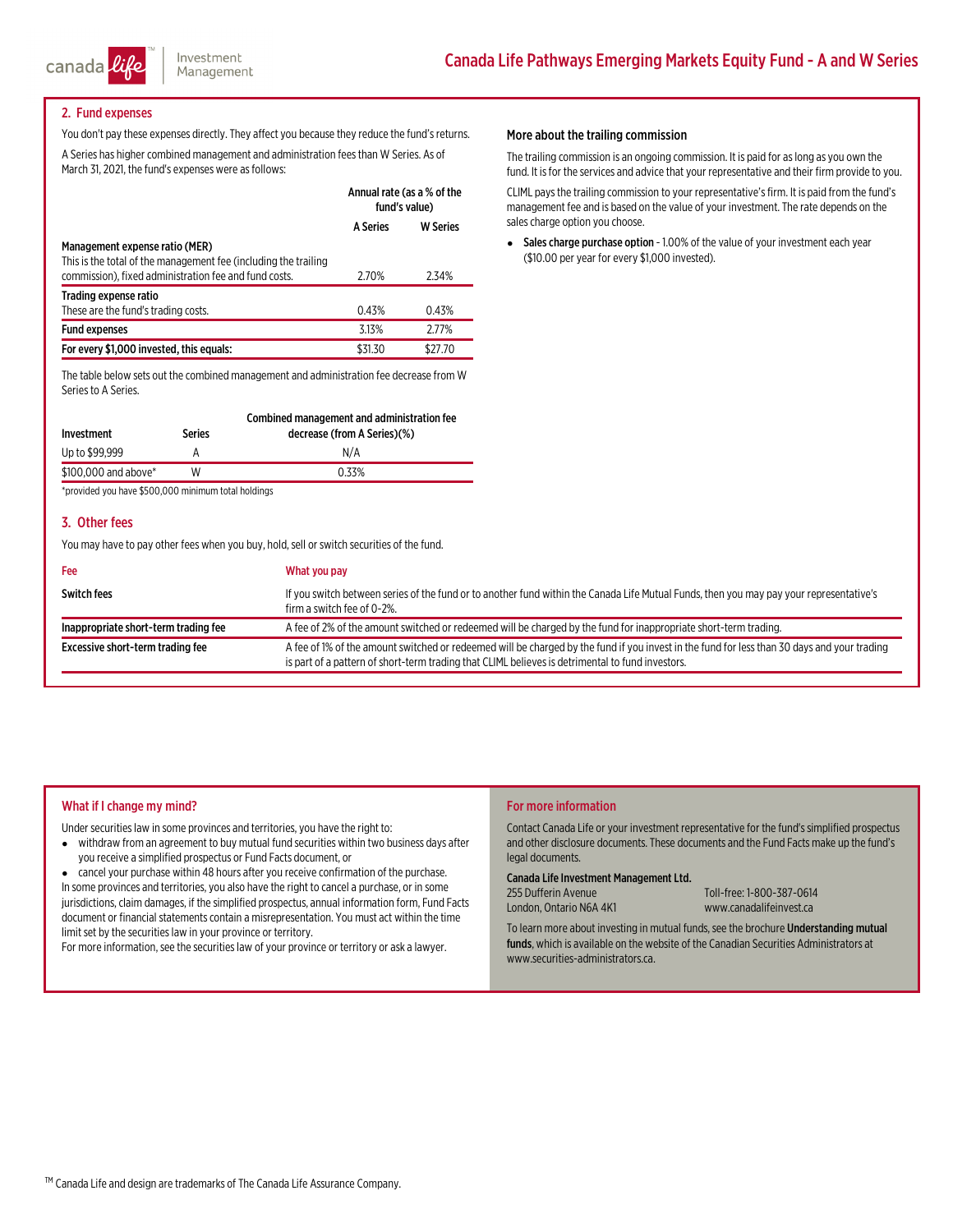## 2. Fund expenses

You don't pay these expenses directly. They affect you because they reduce the fund's returns.

A Series has higher combined management and administration fees than W Series. As of March 31, 2021, the fund's expenses were as follows:

| | Annual rate (as a % of the fund's value) | |
|---|---|---|
| | **A Series** | **W Series** |
| **Management expense ratio (MER)** This is the total of the management fee (including the trailing commission), fixed administration fee and fund costs. | 2.70% | 2.34% |
| **Trading expense ratio** These are the fund's trading costs. | 0.43% | 0.43% |
| **Fund expenses** | 3.13% | 2.77% |
| **For every $1,000 invested, this equals:** | $31.30 | $27.70 |

The table below sets out the combined management and administration fee decrease from W Series to A Series.

| Investment | Series | Combined management and administration fee decrease (from A Series)(%) |
|---|---|---|
| Up to $99,999 | A | N/A |
| $100,000 and above* | W | 0.33% |

*provided you have $500,000 minimum total holdings

### More about the trailing commission

The trailing commission is an ongoing commission. It is paid for as long as you own the fund. It is for the services and advice that your representative and their firm provide to you.

CLIML pays the trailing commission to your representative's firm. It is paid from the fund's management fee and is based on the value of your investment. The rate depends on the sales charge option you choose.

- **Sales charge purchase option** - 1.00% of the value of your investment each year ($10.00 per year for every $1,000 invested).

## 3. Other fees

You may have to pay other fees when you buy, hold, sell or switch securities of the fund.

| Fee | What you pay |
|---|---|
| **Switch fees** | If you switch between series of the fund or to another fund within the Canada Life Mutual Funds, then you may pay your representative's firm a switch fee of 0-2%. |
| **Inappropriate short-term trading fee** | A fee of 2% of the amount switched or redeemed will be charged by the fund for inappropriate short-term trading. |
| **Excessive short-term trading fee** | A fee of 1% of the amount switched or redeemed will be charged by the fund if you invest in the fund for less than 30 days and your trading is part of a pattern of short-term trading that CLIML believes is detrimental to fund investors. |

## What if I change my mind?

Under securities law in some provinces and territories, you have the right to:

- withdraw from an agreement to buy mutual fund securities within two business days after you receive a simplified prospectus or Fund Facts document, or
- cancel your purchase within 48 hours after you receive confirmation of the purchase.

In some provinces and territories, you also have the right to cancel a purchase, or in some jurisdictions, claim damages, if the simplified prospectus, annual information form, Fund Facts document or financial statements contain a misrepresentation. You must act within the time limit set by the securities law in your province or territory.

For more information, see the securities law of your province or territory or ask a lawyer.

## For more information

Contact Canada Life or your investment representative for the fund's simplified prospectus and other disclosure documents. These documents and the Fund Facts make up the fund's legal documents.

**Canada Life Investment Management Ltd.**
255 Dufferin Avenue
London, Ontario N6A 4K1
Toll-free: 1-800-387-0614
www.canadalifeinvest.ca

To learn more about investing in mutual funds, see the brochure **Understanding mutual funds**, which is available on the website of the Canadian Securities Administrators at www.securities-administrators.ca.

TM Canada Life and design are trademarks of The Canada Life Assurance Company.